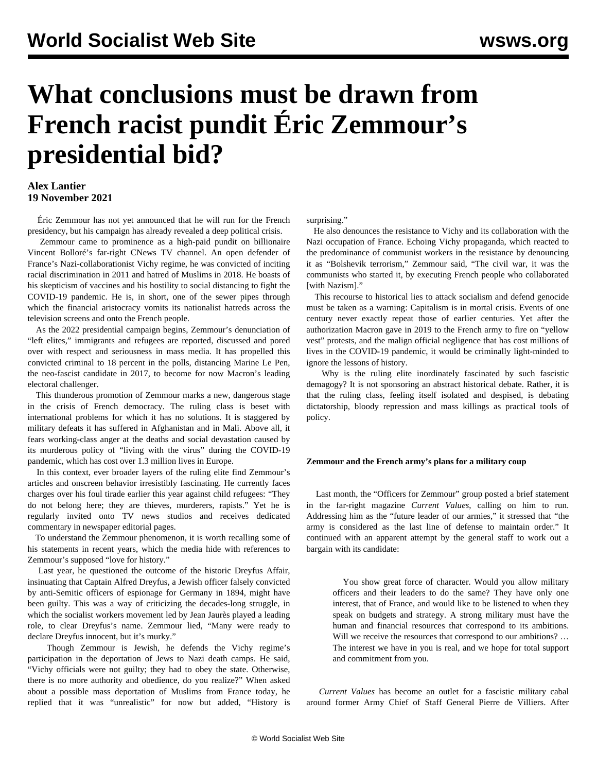# What conclusions must be drawn from French racist pundit Éric Zemmour's presidential bid?

**Alex Lantier**
**19 November 2021**

Éric Zemmour has not yet announced that he will run for the French presidency, but his campaign has already revealed a deep political crisis.

Zemmour came to prominence as a high-paid pundit on billionaire Vincent Bolloré's far-right CNews TV channel. An open defender of France's Nazi-collaborationist Vichy regime, he was convicted of inciting racial discrimination in 2011 and hatred of Muslims in 2018. He boasts of his skepticism of vaccines and his hostility to social distancing to fight the COVID-19 pandemic. He is, in short, one of the sewer pipes through which the financial aristocracy vomits its nationalist hatreds across the television screens and onto the French people.

As the 2022 presidential campaign begins, Zemmour's denunciation of "left elites," immigrants and refugees are reported, discussed and pored over with respect and seriousness in mass media. It has propelled this convicted criminal to 18 percent in the polls, distancing Marine Le Pen, the neo-fascist candidate in 2017, to become for now Macron's leading electoral challenger.

This thunderous promotion of Zemmour marks a new, dangerous stage in the crisis of French democracy. The ruling class is beset with international problems for which it has no solutions. It is staggered by military defeats it has suffered in Afghanistan and in Mali. Above all, it fears working-class anger at the deaths and social devastation caused by its murderous policy of "living with the virus" during the COVID-19 pandemic, which has cost over 1.3 million lives in Europe.

In this context, ever broader layers of the ruling elite find Zemmour's articles and onscreen behavior irresistibly fascinating. He currently faces charges over his foul tirade earlier this year against child refugees: "They do not belong here; they are thieves, murderers, rapists." Yet he is regularly invited onto TV news studios and receives dedicated commentary in newspaper editorial pages.

To understand the Zemmour phenomenon, it is worth recalling some of his statements in recent years, which the media hide with references to Zemmour's supposed "love for history."

Last year, he questioned the outcome of the historic Dreyfus Affair, insinuating that Captain Alfred Dreyfus, a Jewish officer falsely convicted by anti-Semitic officers of espionage for Germany in 1894, might have been guilty. This was a way of criticizing the decades-long struggle, in which the socialist workers movement led by Jean Jaurès played a leading role, to clear Dreyfus's name. Zemmour lied, "Many were ready to declare Dreyfus innocent, but it's murky."

Though Zemmour is Jewish, he defends the Vichy regime's participation in the deportation of Jews to Nazi death camps. He said, "Vichy officials were not guilty; they had to obey the state. Otherwise, there is no more authority and obedience, do you realize?" When asked about a possible mass deportation of Muslims from France today, he replied that it was "unrealistic" for now but added, "History is surprising."

He also denounces the resistance to Vichy and its collaboration with the Nazi occupation of France. Echoing Vichy propaganda, which reacted to the predominance of communist workers in the resistance by denouncing it as "Bolshevik terrorism," Zemmour said, "The civil war, it was the communists who started it, by executing French people who collaborated [with Nazism]."

This recourse to historical lies to attack socialism and defend genocide must be taken as a warning: Capitalism is in mortal crisis. Events of one century never exactly repeat those of earlier centuries. Yet after the authorization Macron gave in 2019 to the French army to fire on "yellow vest" protests, and the malign official negligence that has cost millions of lives in the COVID-19 pandemic, it would be criminally light-minded to ignore the lessons of history.

Why is the ruling elite inordinately fascinated by such fascistic demagogy? It is not sponsoring an abstract historical debate. Rather, it is that the ruling class, feeling itself isolated and despised, is debating dictatorship, bloody repression and mass killings as practical tools of policy.

### Zemmour and the French army's plans for a military coup

Last month, the "Officers for Zemmour" group posted a brief statement in the far-right magazine *Current Values*, calling on him to run. Addressing him as the "future leader of our armies," it stressed that "the army is considered as the last line of defense to maintain order." It continued with an apparent attempt by the general staff to work out a bargain with its candidate:

> You show great force of character. Would you allow military officers and their leaders to do the same? They have only one interest, that of France, and would like to be listened to when they speak on budgets and strategy. A strong military must have the human and financial resources that correspond to its ambitions. Will we receive the resources that correspond to our ambitions? … The interest we have in you is real, and we hope for total support and commitment from you.

*Current Values* has become an outlet for a fascistic military cabal around former Army Chief of Staff General Pierre de Villiers. After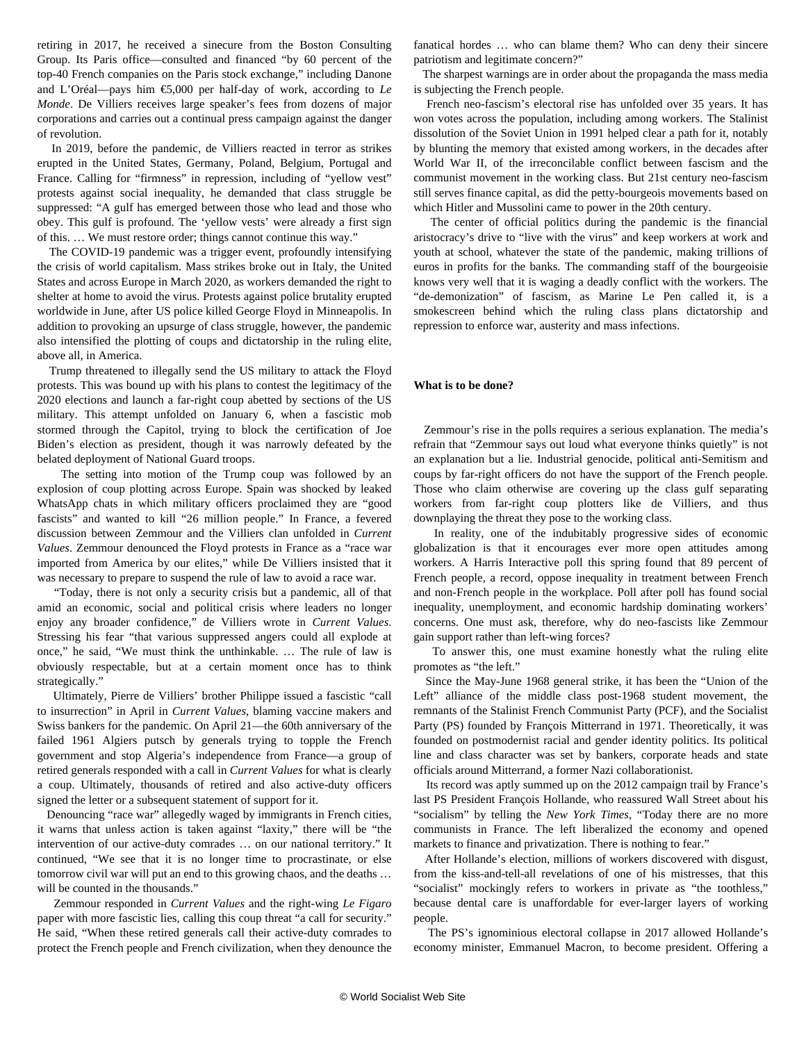retiring in 2017, he received a sinecure from the Boston Consulting Group. Its Paris office—consulted and financed "by 60 percent of the top-40 French companies on the Paris stock exchange," including Danone and L'Oréal—pays him €5,000 per half-day of work, according to *Le Monde*. De Villiers receives large speaker's fees from dozens of major corporations and carries out a continual press campaign against the danger of revolution.

In 2019, before the pandemic, de Villiers reacted in terror as strikes erupted in the United States, Germany, Poland, Belgium, Portugal and France. Calling for "firmness" in repression, including of "yellow vest" protests against social inequality, he demanded that class struggle be suppressed: "A gulf has emerged between those who lead and those who obey. This gulf is profound. The 'yellow vests' were already a first sign of this. … We must restore order; things cannot continue this way."

The COVID-19 pandemic was a trigger event, profoundly intensifying the crisis of world capitalism. Mass strikes broke out in Italy, the United States and across Europe in March 2020, as workers demanded the right to shelter at home to avoid the virus. Protests against police brutality erupted worldwide in June, after US police killed George Floyd in Minneapolis. In addition to provoking an upsurge of class struggle, however, the pandemic also intensified the plotting of coups and dictatorship in the ruling elite, above all, in America.

Trump threatened to illegally send the US military to attack the Floyd protests. This was bound up with his plans to contest the legitimacy of the 2020 elections and launch a far-right coup abetted by sections of the US military. This attempt unfolded on January 6, when a fascistic mob stormed through the Capitol, trying to block the certification of Joe Biden's election as president, though it was narrowly defeated by the belated deployment of National Guard troops.

The setting into motion of the Trump coup was followed by an explosion of coup plotting across Europe. Spain was shocked by leaked WhatsApp chats in which military officers proclaimed they are "good fascists" and wanted to kill "26 million people." In France, a fevered discussion between Zemmour and the Villiers clan unfolded in *Current Values*. Zemmour denounced the Floyd protests in France as a "race war imported from America by our elites," while De Villiers insisted that it was necessary to prepare to suspend the rule of law to avoid a race war.

"Today, there is not only a security crisis but a pandemic, all of that amid an economic, social and political crisis where leaders no longer enjoy any broader confidence," de Villiers wrote in *Current Values*. Stressing his fear "that various suppressed angers could all explode at once," he said, "We must think the unthinkable. … The rule of law is obviously respectable, but at a certain moment once has to think strategically."

Ultimately, Pierre de Villiers' brother Philippe issued a fascistic "call to insurrection" in April in *Current Values*, blaming vaccine makers and Swiss bankers for the pandemic. On April 21—the 60th anniversary of the failed 1961 Algiers putsch by generals trying to topple the French government and stop Algeria's independence from France—a group of retired generals responded with a call in *Current Values* for what is clearly a coup. Ultimately, thousands of retired and also active-duty officers signed the letter or a subsequent statement of support for it.

Denouncing "race war" allegedly waged by immigrants in French cities, it warns that unless action is taken against "laxity," there will be "the intervention of our active-duty comrades … on our national territory." It continued, "We see that it is no longer time to procrastinate, or else tomorrow civil war will put an end to this growing chaos, and the deaths … will be counted in the thousands."

Zemmour responded in *Current Values* and the right-wing *Le Figaro* paper with more fascistic lies, calling this coup threat "a call for security." He said, "When these retired generals call their active-duty comrades to protect the French people and French civilization, when they denounce the fanatical hordes … who can blame them? Who can deny their sincere patriotism and legitimate concern?"

The sharpest warnings are in order about the propaganda the mass media is subjecting the French people.

French neo-fascism's electoral rise has unfolded over 35 years. It has won votes across the population, including among workers. The Stalinist dissolution of the Soviet Union in 1991 helped clear a path for it, notably by blunting the memory that existed among workers, in the decades after World War II, of the irreconcilable conflict between fascism and the communist movement in the working class. But 21st century neo-fascism still serves finance capital, as did the petty-bourgeois movements based on which Hitler and Mussolini came to power in the 20th century.

The center of official politics during the pandemic is the financial aristocracy's drive to "live with the virus" and keep workers at work and youth at school, whatever the state of the pandemic, making trillions of euros in profits for the banks. The commanding staff of the bourgeoisie knows very well that it is waging a deadly conflict with the workers. The "de-demonization" of fascism, as Marine Le Pen called it, is a smokescreen behind which the ruling class plans dictatorship and repression to enforce war, austerity and mass infections.

**What is to be done?**

Zemmour's rise in the polls requires a serious explanation. The media's refrain that "Zemmour says out loud what everyone thinks quietly" is not an explanation but a lie. Industrial genocide, political anti-Semitism and coups by far-right officers do not have the support of the French people. Those who claim otherwise are covering up the class gulf separating workers from far-right coup plotters like de Villiers, and thus downplaying the threat they pose to the working class.

In reality, one of the indubitably progressive sides of economic globalization is that it encourages ever more open attitudes among workers. A Harris Interactive poll this spring found that 89 percent of French people, a record, oppose inequality in treatment between French and non-French people in the workplace. Poll after poll has found social inequality, unemployment, and economic hardship dominating workers' concerns. One must ask, therefore, why do neo-fascists like Zemmour gain support rather than left-wing forces?

To answer this, one must examine honestly what the ruling elite promotes as "the left."

Since the May-June 1968 general strike, it has been the "Union of the Left" alliance of the middle class post-1968 student movement, the remnants of the Stalinist French Communist Party (PCF), and the Socialist Party (PS) founded by François Mitterrand in 1971. Theoretically, it was founded on postmodernist racial and gender identity politics. Its political line and class character was set by bankers, corporate heads and state officials around Mitterrand, a former Nazi collaborationist.

Its record was aptly summed up on the 2012 campaign trail by France's last PS President François Hollande, who reassured Wall Street about his "socialism" by telling the *New York Times*, "Today there are no more communists in France. The left liberalized the economy and opened markets to finance and privatization. There is nothing to fear."

After Hollande's election, millions of workers discovered with disgust, from the kiss-and-tell-all revelations of one of his mistresses, that this "socialist" mockingly refers to workers in private as "the toothless," because dental care is unaffordable for ever-larger layers of working people.

The PS's ignominious electoral collapse in 2017 allowed Hollande's economy minister, Emmanuel Macron, to become president. Offering a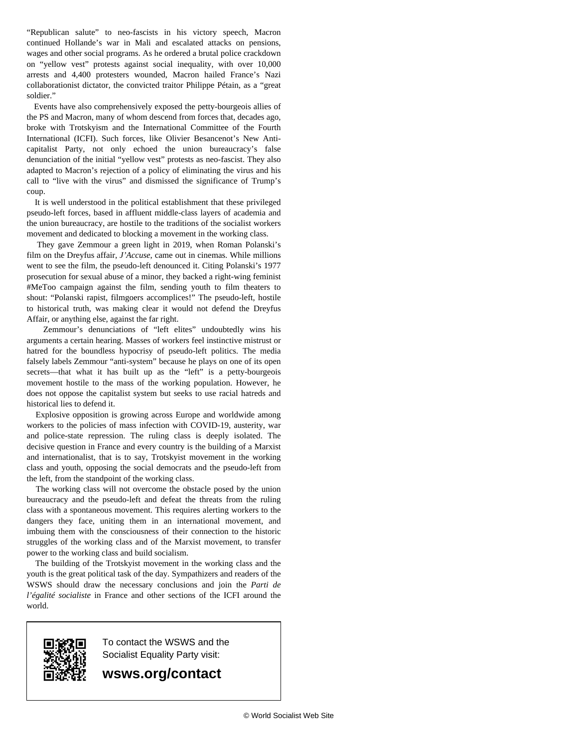"Republican salute" to neo-fascists in his victory speech, Macron continued Hollande's war in Mali and escalated attacks on pensions, wages and other social programs. As he ordered a brutal police crackdown on "yellow vest" protests against social inequality, with over 10,000 arrests and 4,400 protesters wounded, Macron hailed France's Nazi collaborationist dictator, the convicted traitor Philippe Pétain, as a "great soldier."

Events have also comprehensively exposed the petty-bourgeois allies of the PS and Macron, many of whom descend from forces that, decades ago, broke with Trotskyism and the International Committee of the Fourth International (ICFI). Such forces, like Olivier Besancenot's New Anti-capitalist Party, not only echoed the union bureaucracy's false denunciation of the initial "yellow vest" protests as neo-fascist. They also adapted to Macron's rejection of a policy of eliminating the virus and his call to "live with the virus" and dismissed the significance of Trump's coup.

It is well understood in the political establishment that these privileged pseudo-left forces, based in affluent middle-class layers of academia and the union bureaucracy, are hostile to the traditions of the socialist workers movement and dedicated to blocking a movement in the working class.

They gave Zemmour a green light in 2019, when Roman Polanski's film on the Dreyfus affair, *J'Accuse*, came out in cinemas. While millions went to see the film, the pseudo-left denounced it. Citing Polanski's 1977 prosecution for sexual abuse of a minor, they backed a right-wing feminist #MeToo campaign against the film, sending youth to film theaters to shout: "Polanski rapist, filmgoers accomplices!" The pseudo-left, hostile to historical truth, was making clear it would not defend the Dreyfus Affair, or anything else, against the far right.

Zemmour's denunciations of "left elites" undoubtedly wins his arguments a certain hearing. Masses of workers feel instinctive mistrust or hatred for the boundless hypocrisy of pseudo-left politics. The media falsely labels Zemmour "anti-system" because he plays on one of its open secrets—that what it has built up as the "left" is a petty-bourgeois movement hostile to the mass of the working population. However, he does not oppose the capitalist system but seeks to use racial hatreds and historical lies to defend it.

Explosive opposition is growing across Europe and worldwide among workers to the policies of mass infection with COVID-19, austerity, war and police-state repression. The ruling class is deeply isolated. The decisive question in France and every country is the building of a Marxist and internationalist, that is to say, Trotskyist movement in the working class and youth, opposing the social democrats and the pseudo-left from the left, from the standpoint of the working class.

The working class will not overcome the obstacle posed by the union bureaucracy and the pseudo-left and defeat the threats from the ruling class with a spontaneous movement. This requires alerting workers to the dangers they face, uniting them in an international movement, and imbuing them with the consciousness of their connection to the historic struggles of the working class and of the Marxist movement, to transfer power to the working class and build socialism.

The building of the Trotskyist movement in the working class and the youth is the great political task of the day. Sympathizers and readers of the WSWS should draw the necessary conclusions and join the *Parti de l'égalité socialiste* in France and other sections of the ICFI around the world.

To contact the WSWS and the Socialist Equality Party visit:

**wsws.org/contact**

© World Socialist Web Site